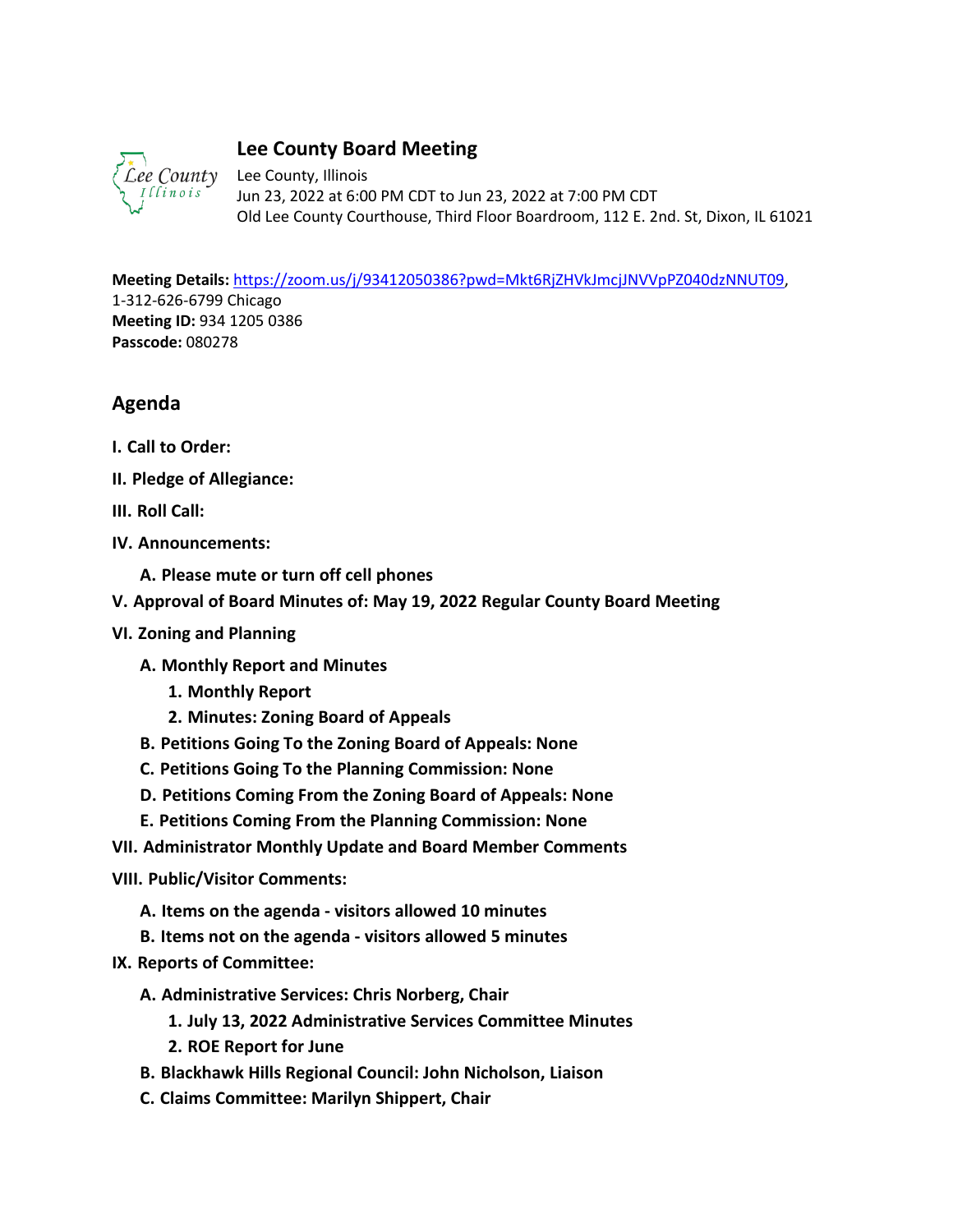# Lee County Board Meeting

Lee County, Illinois
Jun 23, 2022 at 6:00 PM CDT to Jun 23, 2022 at 7:00 PM CDT
Old Lee County Courthouse, Third Floor Boardroom, 112 E. 2nd. St, Dixon, IL 61021

**Meeting Details:** https://zoom.us/j/93412050386?pwd=Mkt6RjZHVkJmcjJNVVpPZ040dzNNUT09, 1-312-626-6799 Chicago
**Meeting ID:** 934 1205 0386
**Passcode:** 080278

## Agenda

**I. Call to Order:**

**II. Pledge of Allegiance:**

**III. Roll Call:**

**IV. Announcements:**

- **A. Please mute or turn off cell phones**

**V. Approval of Board Minutes of: May 19, 2022 Regular County Board Meeting**

**VI. Zoning and Planning**

- **A. Monthly Report and Minutes**
  - **1. Monthly Report**
  - **2. Minutes: Zoning Board of Appeals**
- **B. Petitions Going To the Zoning Board of Appeals: None**
- **C. Petitions Going To the Planning Commission: None**
- **D. Petitions Coming From the Zoning Board of Appeals: None**
- **E. Petitions Coming From the Planning Commission: None**

**VII. Administrator Monthly Update and Board Member Comments**

**VIII. Public/Visitor Comments:**

- **A. Items on the agenda - visitors allowed 10 minutes**
- **B. Items not on the agenda - visitors allowed 5 minutes**

**IX. Reports of Committee:**

- **A. Administrative Services: Chris Norberg, Chair**
  - **1. July 13, 2022 Administrative Services Committee Minutes**
  - **2. ROE Report for June**
- **B. Blackhawk Hills Regional Council: John Nicholson, Liaison**
- **C. Claims Committee: Marilyn Shippert, Chair**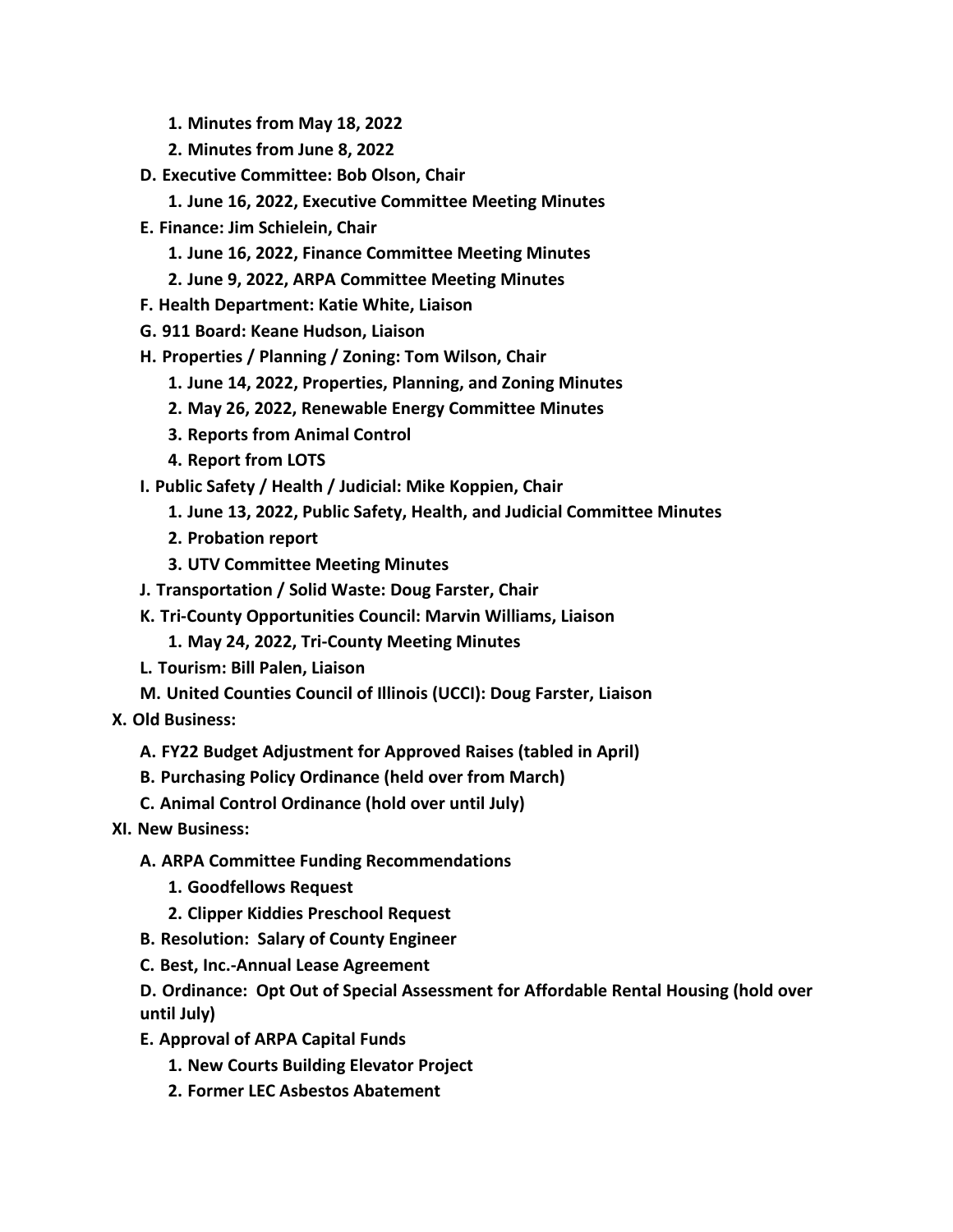1. **Minutes from May 18, 2022**
2. **Minutes from June 8, 2022**

**D. Executive Committee: Bob Olson, Chair**

1. **June 16, 2022, Executive Committee Meeting Minutes**

**E. Finance: Jim Schielein, Chair**

1. **June 16, 2022, Finance Committee Meeting Minutes**
2. **June 9, 2022, ARPA Committee Meeting Minutes**

**F. Health Department: Katie White, Liaison**

**G. 911 Board: Keane Hudson, Liaison**

**H. Properties / Planning / Zoning: Tom Wilson, Chair**

1. **June 14, 2022, Properties, Planning, and Zoning Minutes**
2. **May 26, 2022, Renewable Energy Committee Minutes**
3. **Reports from Animal Control**
4. **Report from LOTS**

**I. Public Safety / Health / Judicial: Mike Koppien, Chair**

1. **June 13, 2022, Public Safety, Health, and Judicial Committee Minutes**
2. **Probation report**
3. **UTV Committee Meeting Minutes**

**J. Transportation / Solid Waste: Doug Farster, Chair**

**K. Tri-County Opportunities Council: Marvin Williams, Liaison**

1. **May 24, 2022, Tri-County Meeting Minutes**

**L. Tourism: Bill Palen, Liaison**

**M. United Counties Council of Illinois (UCCI): Doug Farster, Liaison**

**X. Old Business:**

**A. FY22 Budget Adjustment for Approved Raises (tabled in April)**

**B. Purchasing Policy Ordinance (held over from March)**

**C. Animal Control Ordinance (hold over until July)**

**XI. New Business:**

**A. ARPA Committee Funding Recommendations**

1. **Goodfellows Request**
2. **Clipper Kiddies Preschool Request**

**B. Resolution: Salary of County Engineer**

**C. Best, Inc.-Annual Lease Agreement**

**D. Ordinance: Opt Out of Special Assessment for Affordable Rental Housing (hold over until July)**

**E. Approval of ARPA Capital Funds**

1. **New Courts Building Elevator Project**
2. **Former LEC Asbestos Abatement**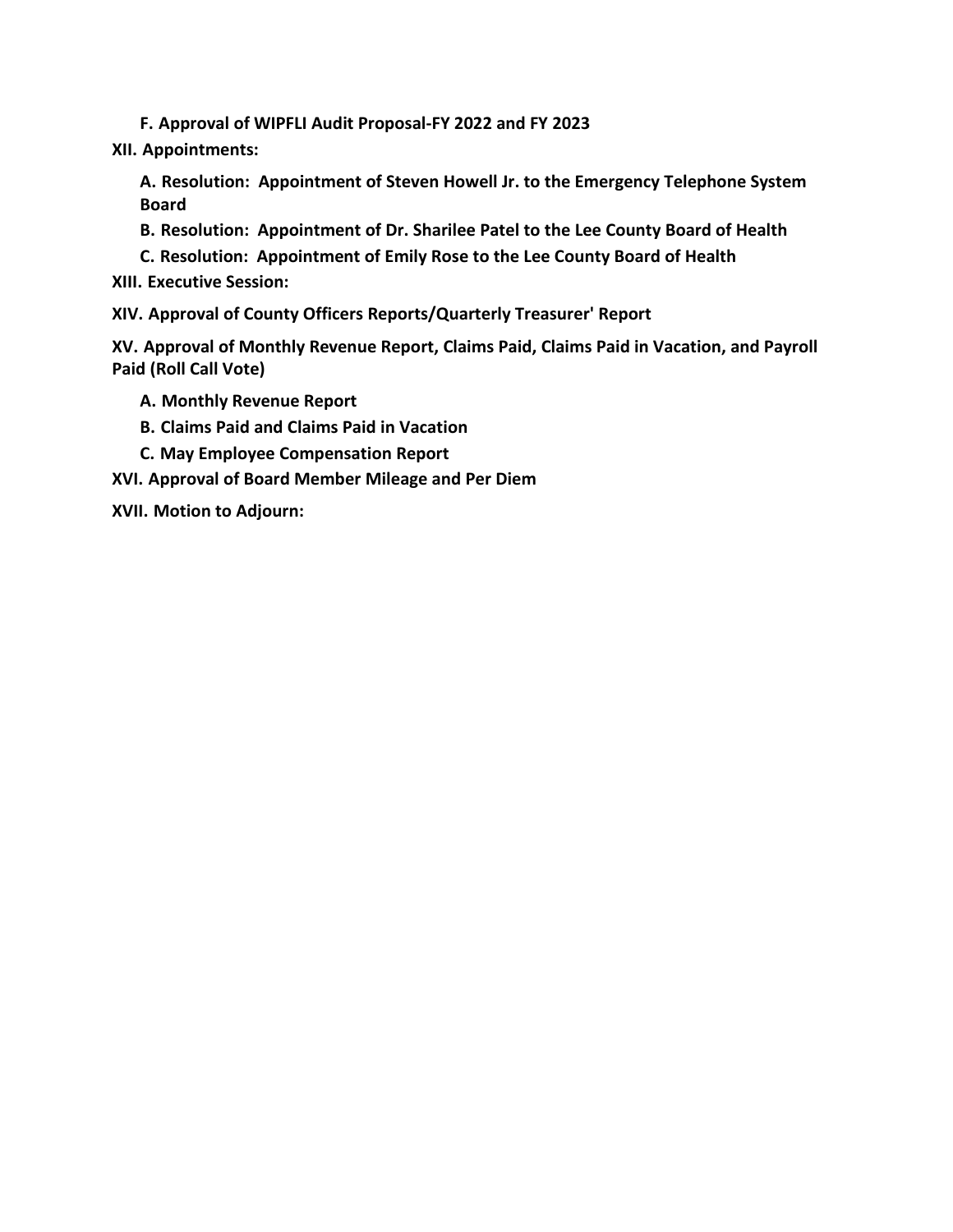**F. Approval of WIPFLI Audit Proposal-FY 2022 and FY 2023**

**XII. Appointments:**

**A. Resolution: Appointment of Steven Howell Jr. to the Emergency Telephone System Board**

**B. Resolution: Appointment of Dr. Sharilee Patel to the Lee County Board of Health**

**C. Resolution: Appointment of Emily Rose to the Lee County Board of Health**

**XIII. Executive Session:**

**XIV. Approval of County Officers Reports/Quarterly Treasurer' Report**

**XV. Approval of Monthly Revenue Report, Claims Paid, Claims Paid in Vacation, and Payroll Paid (Roll Call Vote)**

**A. Monthly Revenue Report**

**B. Claims Paid and Claims Paid in Vacation**

**C. May Employee Compensation Report**

**XVI. Approval of Board Member Mileage and Per Diem**

**XVII. Motion to Adjourn:**